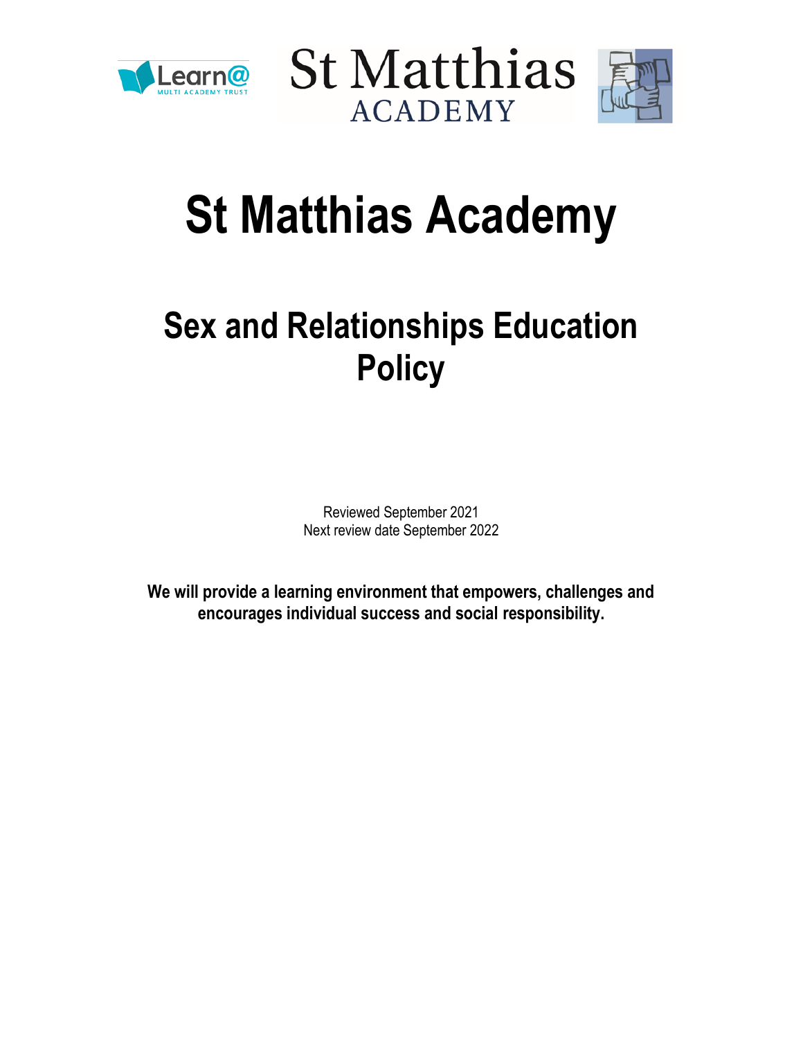# St Matthias Academy

## Sex and Relationships Education Policy

Reviewed September 2021
Next review date September 2022

**We will provide a learning environment that empowers, challenges and encourages individual success and social responsibility.**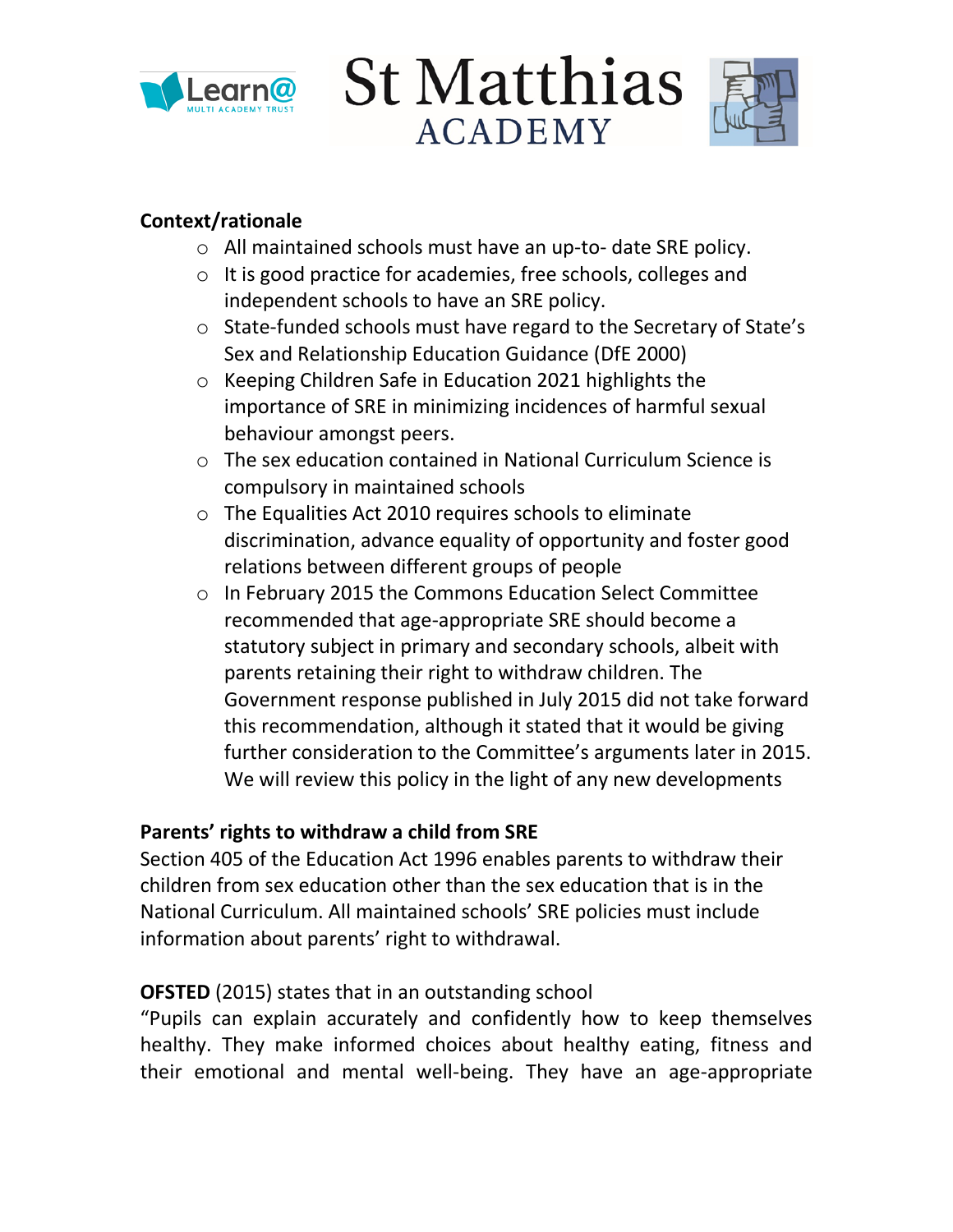**Context/rationale**

- All maintained schools must have an up-to- date SRE policy.
- It is good practice for academies, free schools, colleges and independent schools to have an SRE policy.
- State-funded schools must have regard to the Secretary of State's Sex and Relationship Education Guidance (DfE 2000)
- Keeping Children Safe in Education 2021 highlights the importance of SRE in minimizing incidences of harmful sexual behaviour amongst peers.
- The sex education contained in National Curriculum Science is compulsory in maintained schools
- The Equalities Act 2010 requires schools to eliminate discrimination, advance equality of opportunity and foster good relations between different groups of people
- In February 2015 the Commons Education Select Committee recommended that age-appropriate SRE should become a statutory subject in primary and secondary schools, albeit with parents retaining their right to withdraw children. The Government response published in July 2015 did not take forward this recommendation, although it stated that it would be giving further consideration to the Committee's arguments later in 2015. We will review this policy in the light of any new developments

**Parents' rights to withdraw a child from SRE**

Section 405 of the Education Act 1996 enables parents to withdraw their children from sex education other than the sex education that is in the National Curriculum. All maintained schools' SRE policies must include information about parents' right to withdrawal.

**OFSTED** (2015) states that in an outstanding school

"Pupils can explain accurately and confidently how to keep themselves healthy. They make informed choices about healthy eating, fitness and their emotional and mental well-being. They have an age-appropriate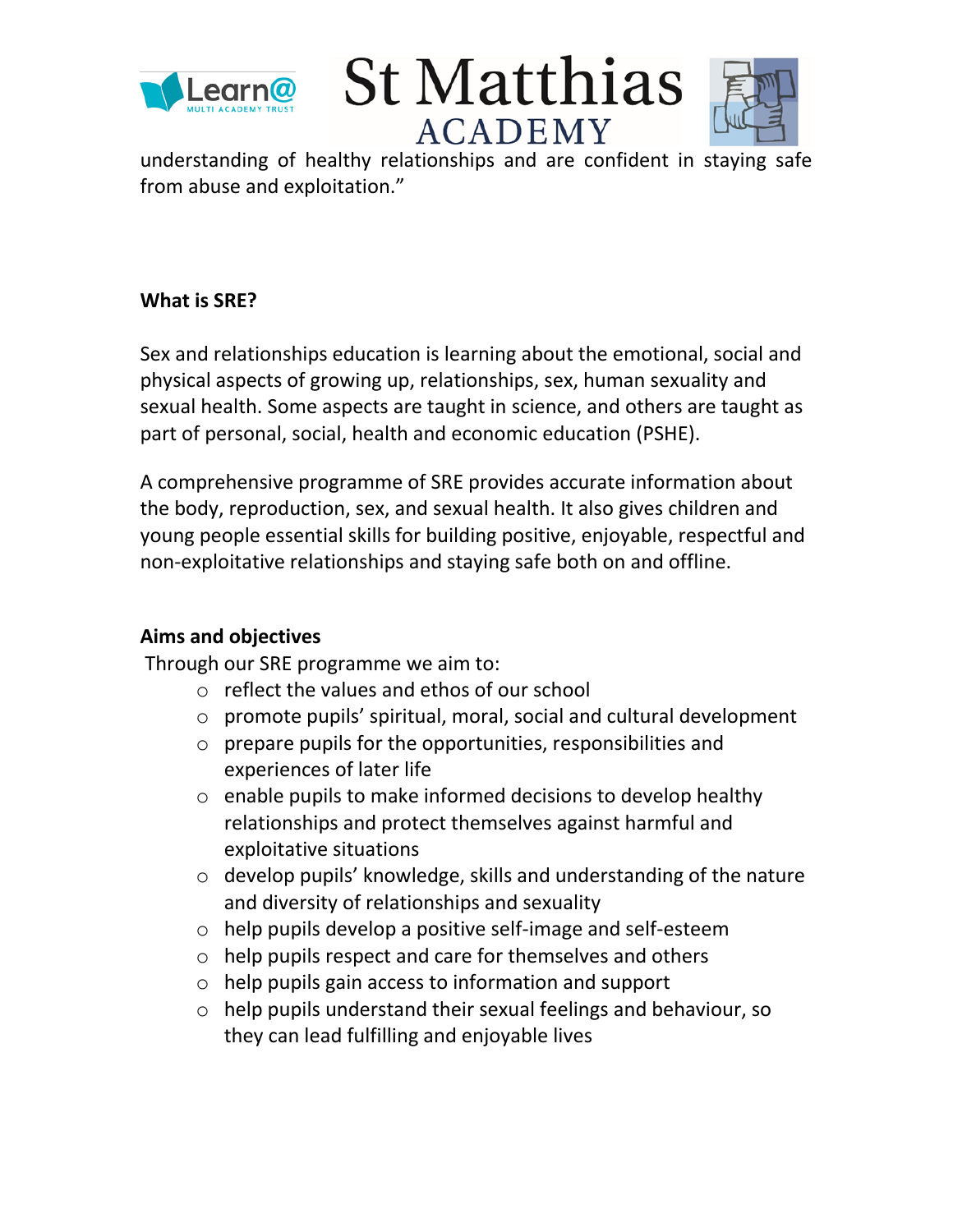understanding of healthy relationships and are confident in staying safe from abuse and exploitation."

**What is SRE?**

Sex and relationships education is learning about the emotional, social and physical aspects of growing up, relationships, sex, human sexuality and sexual health. Some aspects are taught in science, and others are taught as part of personal, social, health and economic education (PSHE).

A comprehensive programme of SRE provides accurate information about the body, reproduction, sex, and sexual health. It also gives children and young people essential skills for building positive, enjoyable, respectful and non-exploitative relationships and staying safe both on and offline.

**Aims and objectives**

Through our SRE programme we aim to:

- reflect the values and ethos of our school
- promote pupils' spiritual, moral, social and cultural development
- prepare pupils for the opportunities, responsibilities and experiences of later life
- enable pupils to make informed decisions to develop healthy relationships and protect themselves against harmful and exploitative situations
- develop pupils' knowledge, skills and understanding of the nature and diversity of relationships and sexuality
- help pupils develop a positive self-image and self-esteem
- help pupils respect and care for themselves and others
- help pupils gain access to information and support
- help pupils understand their sexual feelings and behaviour, so they can lead fulfilling and enjoyable lives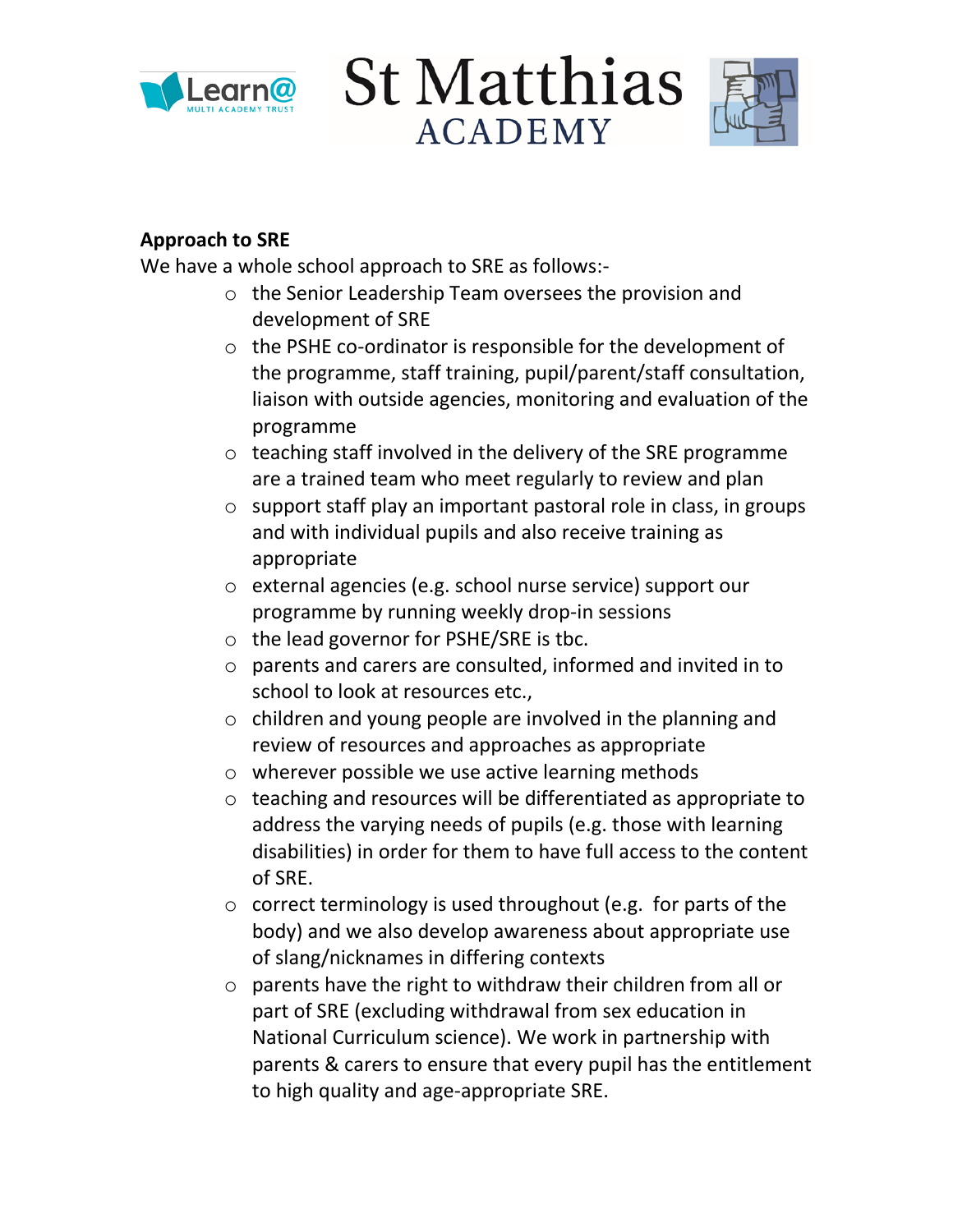**Approach to SRE**

We have a whole school approach to SRE as follows:-

- the Senior Leadership Team oversees the provision and development of SRE
- the PSHE co-ordinator is responsible for the development of the programme, staff training, pupil/parent/staff consultation, liaison with outside agencies, monitoring and evaluation of the programme
- teaching staff involved in the delivery of the SRE programme are a trained team who meet regularly to review and plan
- support staff play an important pastoral role in class, in groups and with individual pupils and also receive training as appropriate
- external agencies (e.g. school nurse service) support our programme by running weekly drop-in sessions
- the lead governor for PSHE/SRE is tbc.
- parents and carers are consulted, informed and invited in to school to look at resources etc.,
- children and young people are involved in the planning and review of resources and approaches as appropriate
- wherever possible we use active learning methods
- teaching and resources will be differentiated as appropriate to address the varying needs of pupils (e.g. those with learning disabilities) in order for them to have full access to the content of SRE.
- correct terminology is used throughout (e.g. for parts of the body) and we also develop awareness about appropriate use of slang/nicknames in differing contexts
- parents have the right to withdraw their children from all or part of SRE (excluding withdrawal from sex education in National Curriculum science). We work in partnership with parents & carers to ensure that every pupil has the entitlement to high quality and age-appropriate SRE.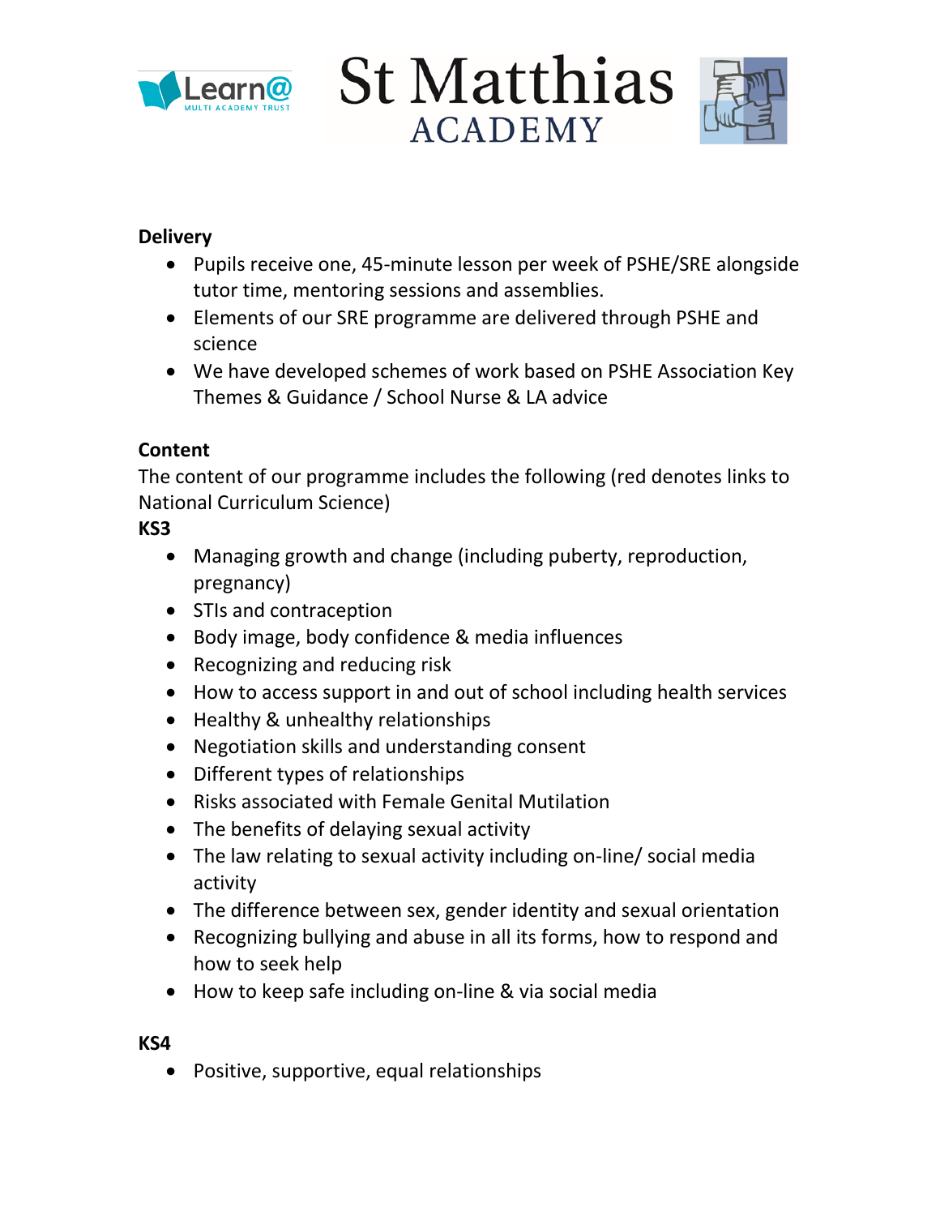**Delivery**

- Pupils receive one, 45-minute lesson per week of PSHE/SRE alongside tutor time, mentoring sessions and assemblies.
- Elements of our SRE programme are delivered through PSHE and science
- We have developed schemes of work based on PSHE Association Key Themes & Guidance / School Nurse & LA advice

**Content**

The content of our programme includes the following (red denotes links to National Curriculum Science)

**KS3**

- Managing growth and change (including puberty, reproduction, pregnancy)
- STIs and contraception
- Body image, body confidence & media influences
- Recognizing and reducing risk
- How to access support in and out of school including health services
- Healthy & unhealthy relationships
- Negotiation skills and understanding consent
- Different types of relationships
- Risks associated with Female Genital Mutilation
- The benefits of delaying sexual activity
- The law relating to sexual activity including on-line/ social media activity
- The difference between sex, gender identity and sexual orientation
- Recognizing bullying and abuse in all its forms, how to respond and how to seek help
- How to keep safe including on-line & via social media

**KS4**

- Positive, supportive, equal relationships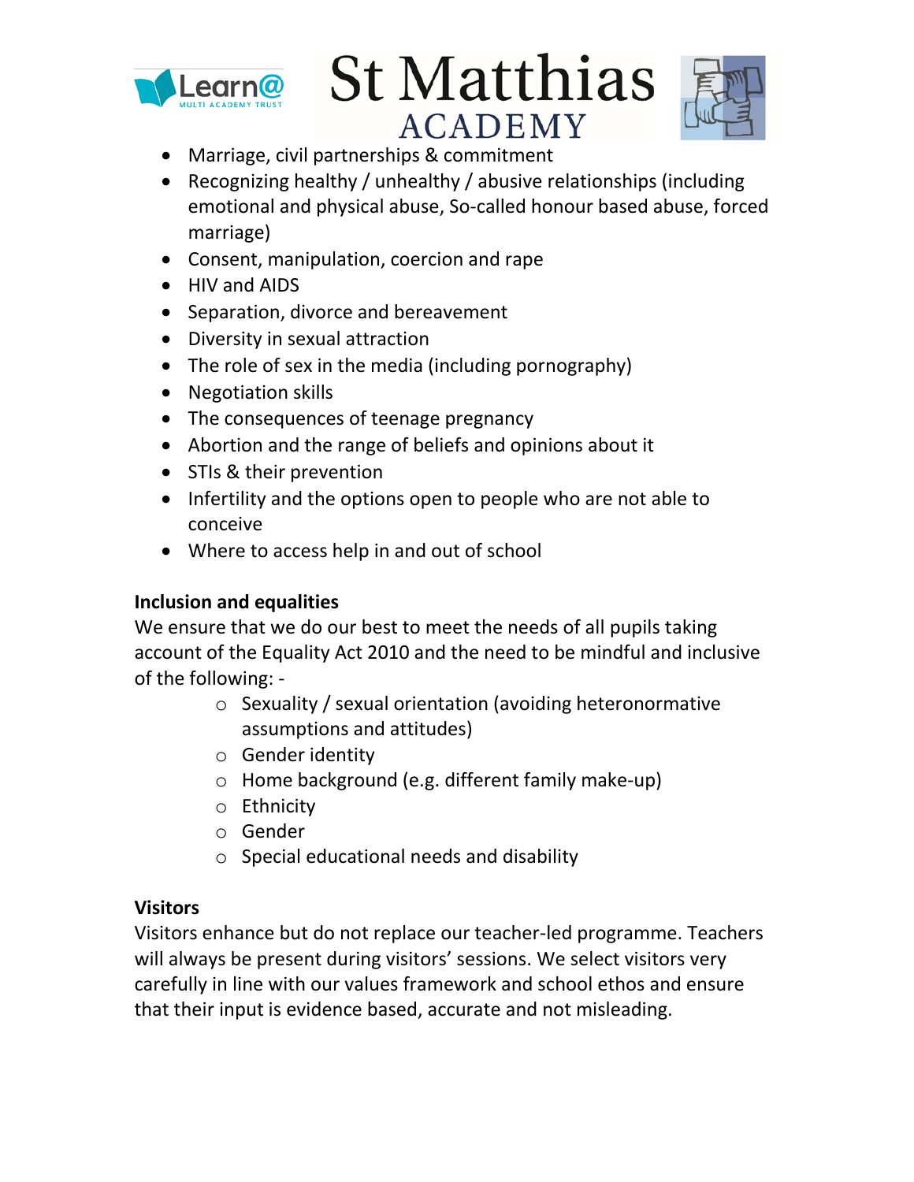- Marriage, civil partnerships & commitment
- Recognizing healthy / unhealthy / abusive relationships (including emotional and physical abuse, So-called honour based abuse, forced marriage)
- Consent, manipulation, coercion and rape
- HIV and AIDS
- Separation, divorce and bereavement
- Diversity in sexual attraction
- The role of sex in the media (including pornography)
- Negotiation skills
- The consequences of teenage pregnancy
- Abortion and the range of beliefs and opinions about it
- STIs & their prevention
- Infertility and the options open to people who are not able to conceive
- Where to access help in and out of school

**Inclusion and equalities**

We ensure that we do our best to meet the needs of all pupils taking account of the Equality Act 2010 and the need to be mindful and inclusive of the following: -

- Sexuality / sexual orientation (avoiding heteronormative assumptions and attitudes)
- Gender identity
- Home background (e.g. different family make-up)
- Ethnicity
- Gender
- Special educational needs and disability

**Visitors**

Visitors enhance but do not replace our teacher-led programme. Teachers will always be present during visitors' sessions. We select visitors very carefully in line with our values framework and school ethos and ensure that their input is evidence based, accurate and not misleading.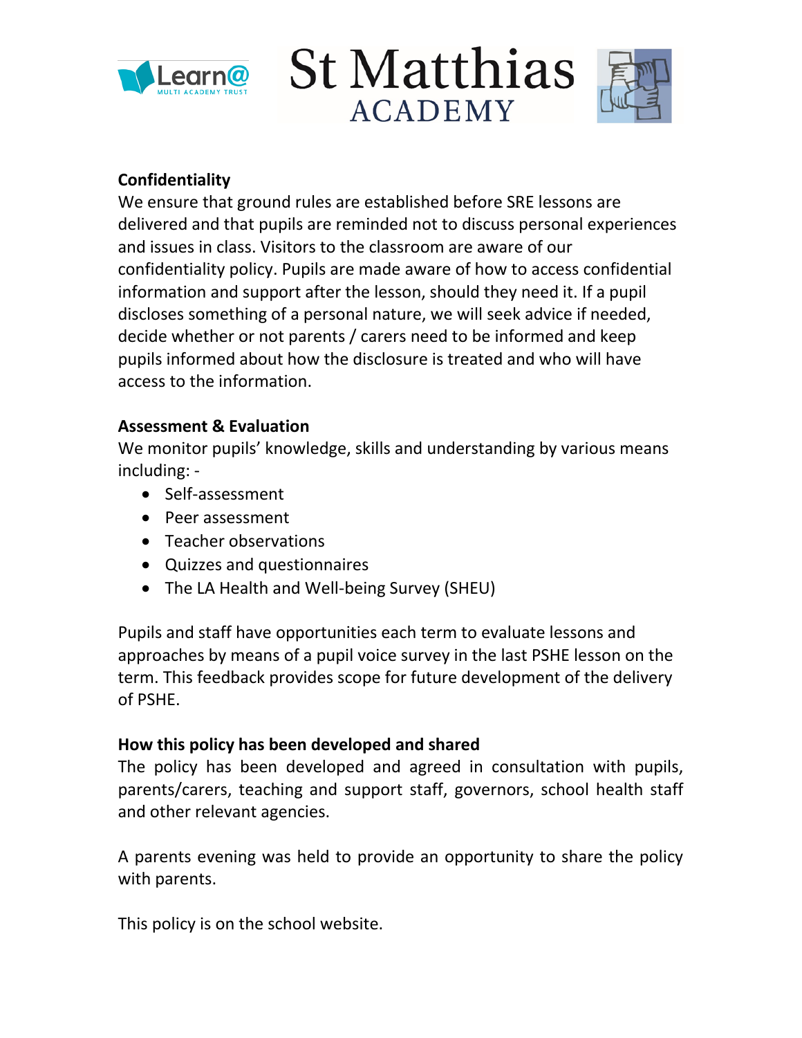**Confidentiality**

We ensure that ground rules are established before SRE lessons are delivered and that pupils are reminded not to discuss personal experiences and issues in class. Visitors to the classroom are aware of our confidentiality policy. Pupils are made aware of how to access confidential information and support after the lesson, should they need it. If a pupil discloses something of a personal nature, we will seek advice if needed, decide whether or not parents / carers need to be informed and keep pupils informed about how the disclosure is treated and who will have access to the information.

**Assessment & Evaluation**

We monitor pupils' knowledge, skills and understanding by various means including: -

- Self-assessment
- Peer assessment
- Teacher observations
- Quizzes and questionnaires
- The LA Health and Well-being Survey (SHEU)

Pupils and staff have opportunities each term to evaluate lessons and approaches by means of a pupil voice survey in the last PSHE lesson on the term. This feedback provides scope for future development of the delivery of PSHE.

**How this policy has been developed and shared**

The policy has been developed and agreed in consultation with pupils, parents/carers, teaching and support staff, governors, school health staff and other relevant agencies.

A parents evening was held to provide an opportunity to share the policy with parents.

This policy is on the school website.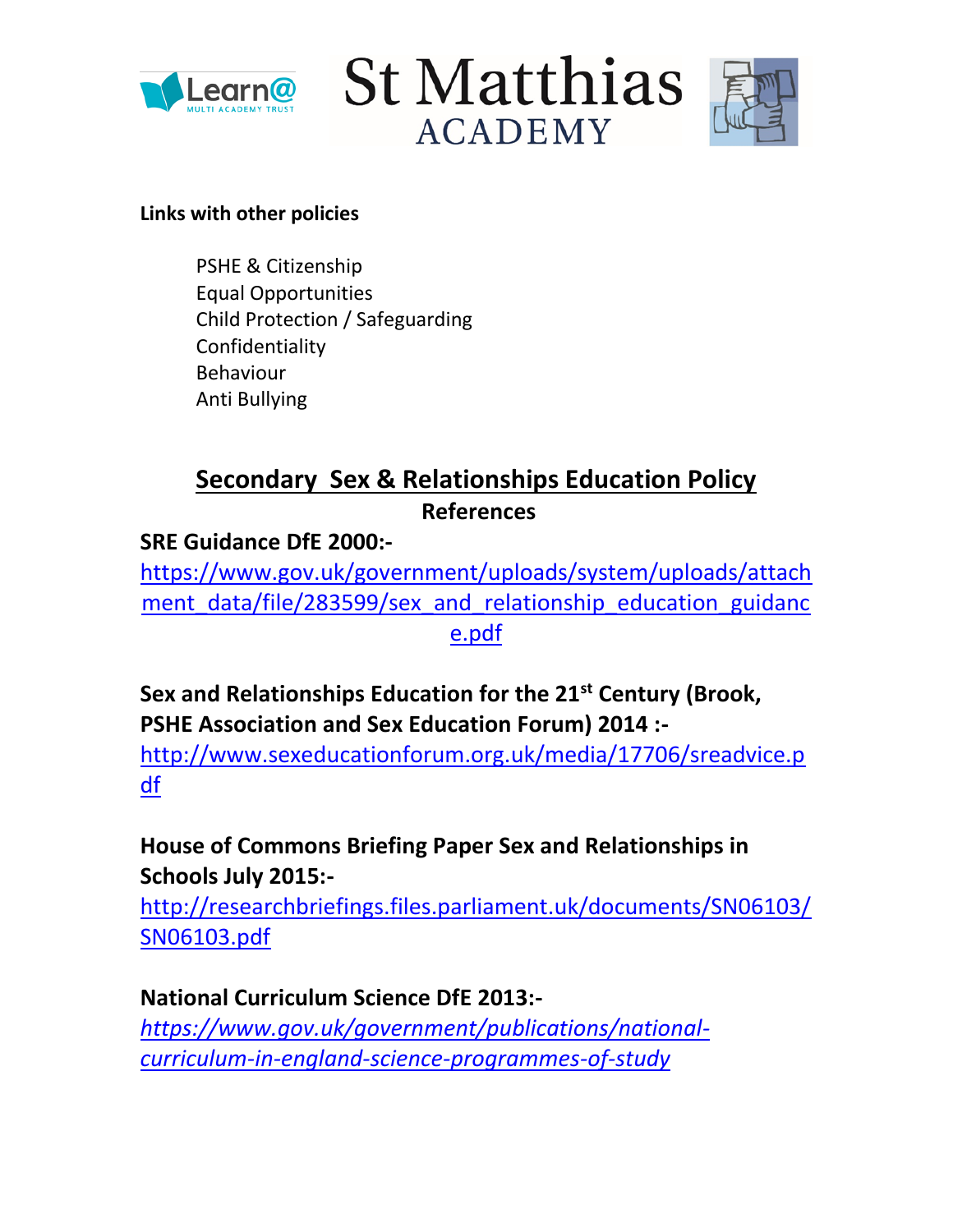**Links with other policies**

PSHE & Citizenship
Equal Opportunities
Child Protection / Safeguarding
Confidentiality
Behaviour
Anti Bullying

## Secondary Sex & Relationships Education Policy

### References

**SRE Guidance DfE 2000:-**

https://www.gov.uk/government/uploads/system/uploads/attachment_data/file/283599/sex_and_relationship_education_guidance.pdf

**Sex and Relationships Education for the 21st Century (Brook, PSHE Association and Sex Education Forum) 2014 :-**

http://www.sexeducationforum.org.uk/media/17706/sreadvice.pdf

**House of Commons Briefing Paper Sex and Relationships in Schools July 2015:-**

http://researchbriefings.files.parliament.uk/documents/SN06103/SN06103.pdf

**National Curriculum Science DfE 2013:-**

*https://www.gov.uk/government/publications/national-curriculum-in-england-science-programmes-of-study*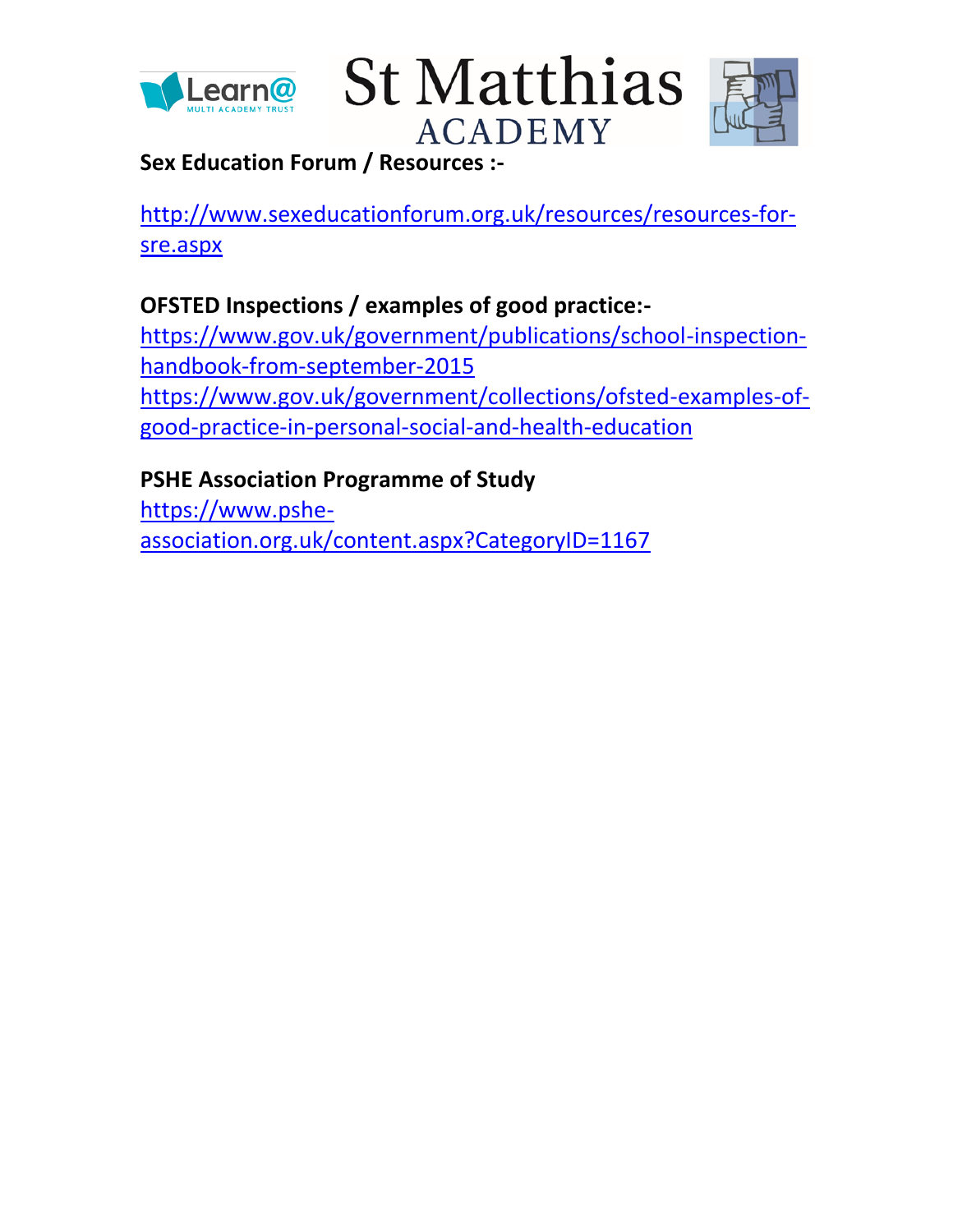**Sex Education Forum / Resources :-**

http://www.sexeducationforum.org.uk/resources/resources-for-sre.aspx

**OFSTED Inspections / examples of good practice:-**

https://www.gov.uk/government/publications/school-inspection-handbook-from-september-2015

https://www.gov.uk/government/collections/ofsted-examples-of-good-practice-in-personal-social-and-health-education

**PSHE Association Programme of Study**

https://www.pshe-association.org.uk/content.aspx?CategoryID=1167